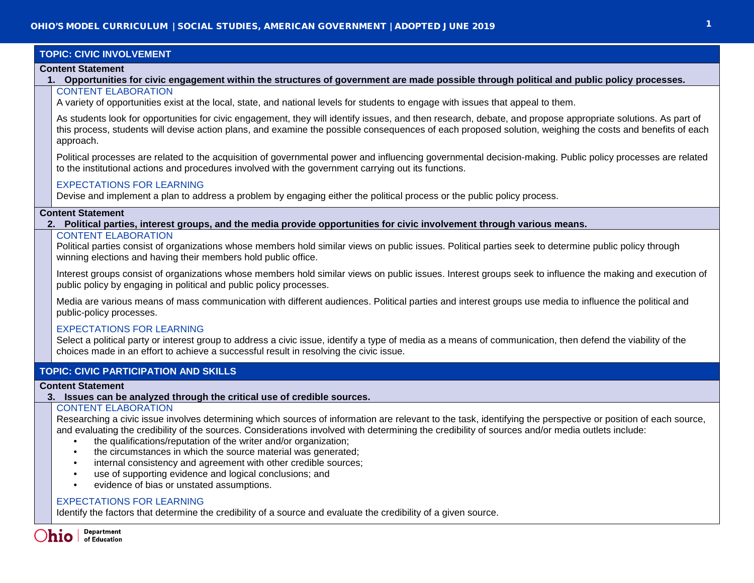## TOPIC: CIVIC INVOLVEMENT

**Content Statement**

**1. Opportunities for civic engagement within the structures of government are made possible through political and public policy processes.**

### CONTENT ELABORATION

A variety of opportunities exist at the local, state, and national levels for students to engage with issues that appeal to them.

As students look for opportunities for civic engagement, they will identify issues, and then research, debate, and propose appropriate solutions. As part of this process, students will devise action plans, and examine the possible consequences of each proposed solution, weighing the costs and benefits of each approach.

Political processes are related to the acquisition of governmental power and influencing governmental decision-making. Public policy processes are related to the institutional actions and procedures involved with the government carrying out its functions.

### EXPECTATIONS FOR LEARNING

Devise and implement a plan to address a problem by engaging either the political process or the public policy process.

**Content Statement**

**2. Political parties, interest groups, and the media provide opportunities for civic involvement through various means.**

### CONTENT ELABORATION

Political parties consist of organizations whose members hold similar views on public issues. Political parties seek to determine public policy through winning elections and having their members hold public office.

Interest groups consist of organizations whose members hold similar views on public issues. Interest groups seek to influence the making and execution of public policy by engaging in political and public policy processes.

Media are various means of mass communication with different audiences. Political parties and interest groups use media to influence the political and public-policy processes.

### EXPECTATIONS FOR LEARNING

Select a political party or interest group to address a civic issue, identify a type of media as a means of communication, then defend the viability of the choices made in an effort to achieve a successful result in resolving the civic issue.

## TOPIC: CIVIC PARTICIPATION AND SKILLS

**Content Statement**

**3. Issues can be analyzed through the critical use of credible sources.**

### CONTENT ELABORATION

Researching a civic issue involves determining which sources of information are relevant to the task, identifying the perspective or position of each source, and evaluating the credibility of the sources. Considerations involved with determining the credibility of sources and/or media outlets include:

- the qualifications/reputation of the writer and/or organization;
- the circumstances in which the source material was generated;
- internal consistency and agreement with other credible sources;
- use of supporting evidence and logical conclusions; and
- evidence of bias or unstated assumptions.

### EXPECTATIONS FOR LEARNING

Identify the factors that determine the credibility of a source and evaluate the credibility of a given source.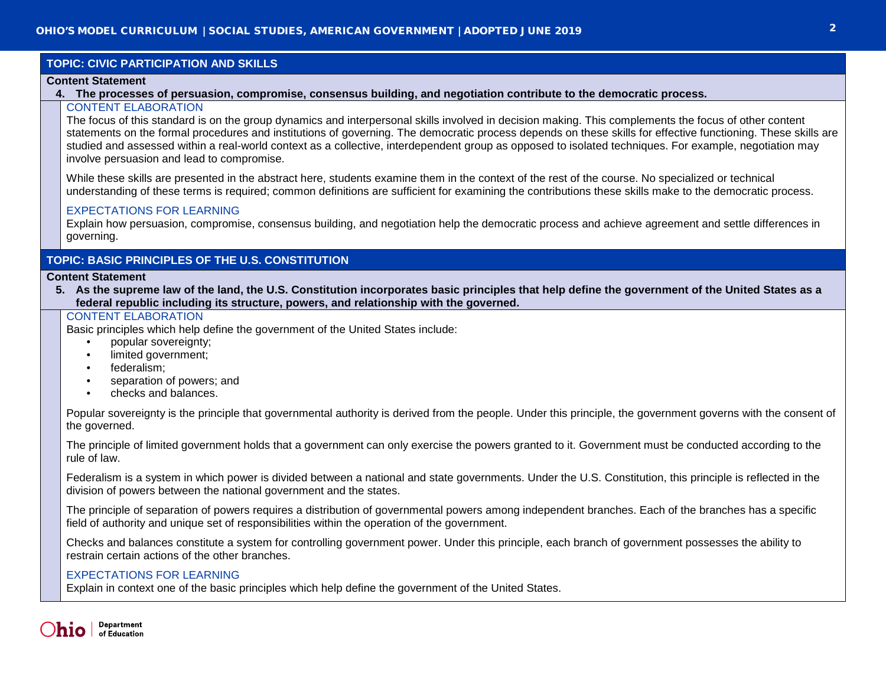## TOPIC: CIVIC PARTICIPATION AND SKILLS

**Content Statement**

**4. The processes of persuasion, compromise, consensus building, and negotiation contribute to the democratic process.**

### CONTENT ELABORATION

The focus of this standard is on the group dynamics and interpersonal skills involved in decision making. This complements the focus of other content statements on the formal procedures and institutions of governing. The democratic process depends on these skills for effective functioning. These skills are studied and assessed within a real-world context as a collective, interdependent group as opposed to isolated techniques. For example, negotiation may involve persuasion and lead to compromise.

While these skills are presented in the abstract here, students examine them in the context of the rest of the course. No specialized or technical understanding of these terms is required; common definitions are sufficient for examining the contributions these skills make to the democratic process.

### EXPECTATIONS FOR LEARNING

Explain how persuasion, compromise, consensus building, and negotiation help the democratic process and achieve agreement and settle differences in governing.

## TOPIC: BASIC PRINCIPLES OF THE U.S. CONSTITUTION

**Content Statement**

**5. As the supreme law of the land, the U.S. Constitution incorporates basic principles that help define the government of the United States as a federal republic including its structure, powers, and relationship with the governed.**

### CONTENT ELABORATION

Basic principles which help define the government of the United States include:

- popular sovereignty;
- limited government;
- federalism;
- separation of powers; and
- checks and balances.

Popular sovereignty is the principle that governmental authority is derived from the people. Under this principle, the government governs with the consent of the governed.

The principle of limited government holds that a government can only exercise the powers granted to it. Government must be conducted according to the rule of law.

Federalism is a system in which power is divided between a national and state governments. Under the U.S. Constitution, this principle is reflected in the division of powers between the national government and the states.

The principle of separation of powers requires a distribution of governmental powers among independent branches. Each of the branches has a specific field of authority and unique set of responsibilities within the operation of the government.

Checks and balances constitute a system for controlling government power. Under this principle, each branch of government possesses the ability to restrain certain actions of the other branches.

### EXPECTATIONS FOR LEARNING

Explain in context one of the basic principles which help define the government of the United States.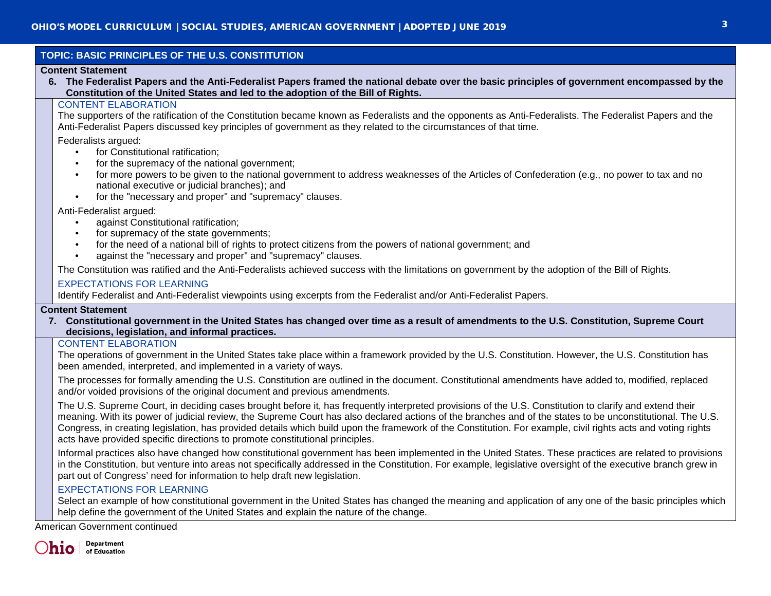## TOPIC: BASIC PRINCIPLES OF THE U.S. CONSTITUTION

**Content Statement**

**6. The Federalist Papers and the Anti-Federalist Papers framed the national debate over the basic principles of government encompassed by the Constitution of the United States and led to the adoption of the Bill of Rights.**

### CONTENT ELABORATION

The supporters of the ratification of the Constitution became known as Federalists and the opponents as Anti-Federalists. The Federalist Papers and the Anti-Federalist Papers discussed key principles of government as they related to the circumstances of that time.

Federalists argued:

- for Constitutional ratification;
- for the supremacy of the national government;
- for more powers to be given to the national government to address weaknesses of the Articles of Confederation (e.g., no power to tax and no national executive or judicial branches); and
- for the "necessary and proper" and "supremacy" clauses.

Anti-Federalist argued:

- against Constitutional ratification;
- for supremacy of the state governments;
- for the need of a national bill of rights to protect citizens from the powers of national government; and
- against the "necessary and proper" and "supremacy" clauses.

The Constitution was ratified and the Anti-Federalists achieved success with the limitations on government by the adoption of the Bill of Rights.

### EXPECTATIONS FOR LEARNING

Identify Federalist and Anti-Federalist viewpoints using excerpts from the Federalist and/or Anti-Federalist Papers.

**Content Statement**

**7. Constitutional government in the United States has changed over time as a result of amendments to the U.S. Constitution, Supreme Court decisions, legislation, and informal practices.**

### CONTENT ELABORATION

The operations of government in the United States take place within a framework provided by the U.S. Constitution. However, the U.S. Constitution has been amended, interpreted, and implemented in a variety of ways.

The processes for formally amending the U.S. Constitution are outlined in the document. Constitutional amendments have added to, modified, replaced and/or voided provisions of the original document and previous amendments.

The U.S. Supreme Court, in deciding cases brought before it, has frequently interpreted provisions of the U.S. Constitution to clarify and extend their meaning. With its power of judicial review, the Supreme Court has also declared actions of the branches and of the states to be unconstitutional. The U.S. Congress, in creating legislation, has provided details which build upon the framework of the Constitution. For example, civil rights acts and voting rights acts have provided specific directions to promote constitutional principles.

Informal practices also have changed how constitutional government has been implemented in the United States. These practices are related to provisions in the Constitution, but venture into areas not specifically addressed in the Constitution. For example, legislative oversight of the executive branch grew in part out of Congress' need for information to help draft new legislation.

### EXPECTATIONS FOR LEARNING

Select an example of how constitutional government in the United States has changed the meaning and application of any one of the basic principles which help define the government of the United States and explain the nature of the change.

American Government continued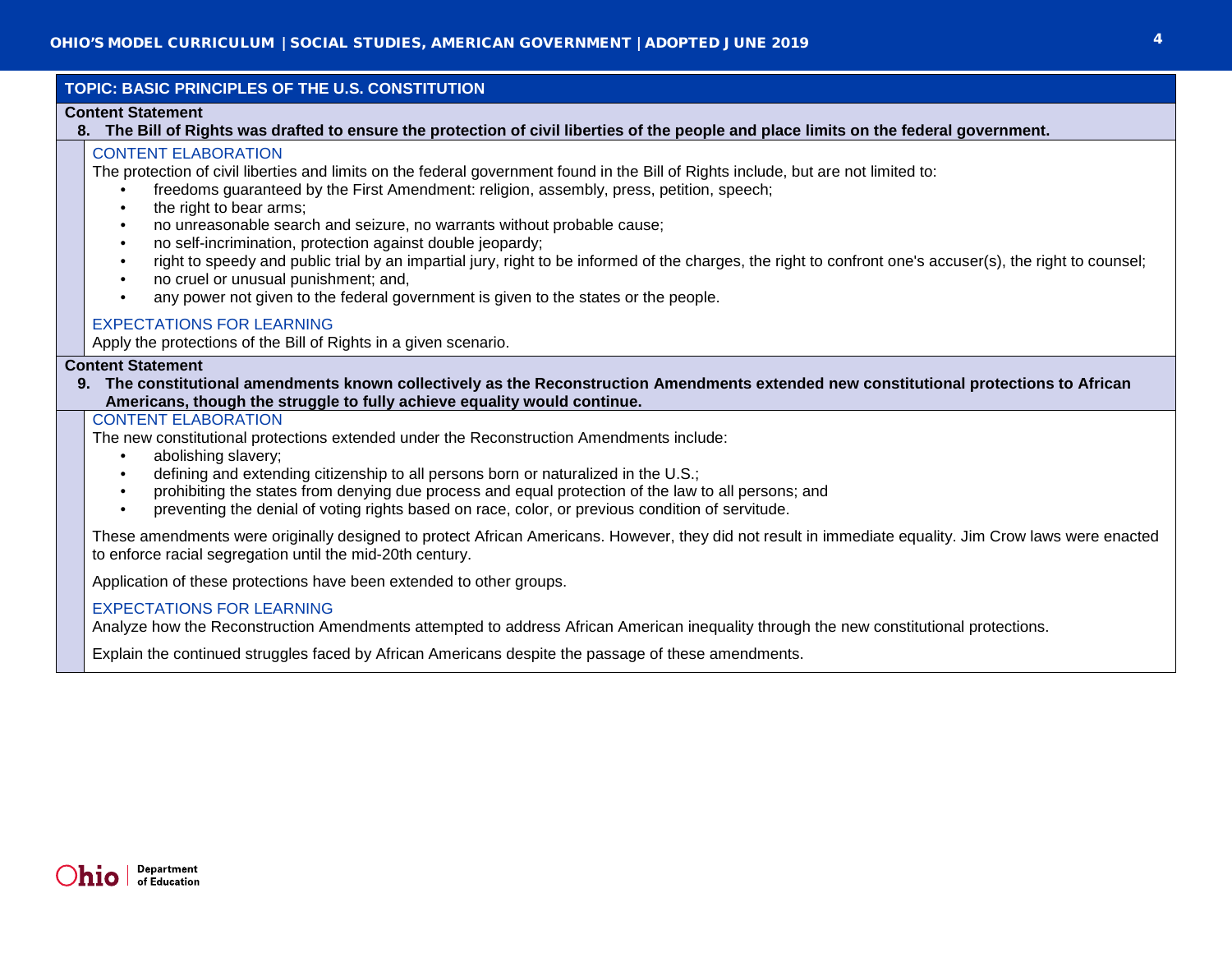## TOPIC: BASIC PRINCIPLES OF THE U.S. CONSTITUTION

**Content Statement**

**8. The Bill of Rights was drafted to ensure the protection of civil liberties of the people and place limits on the federal government.**

CONTENT ELABORATION

The protection of civil liberties and limits on the federal government found in the Bill of Rights include, but are not limited to:

- freedoms guaranteed by the First Amendment: religion, assembly, press, petition, speech;
- the right to bear arms;
- no unreasonable search and seizure, no warrants without probable cause;
- no self-incrimination, protection against double jeopardy;
- right to speedy and public trial by an impartial jury, right to be informed of the charges, the right to confront one's accuser(s), the right to counsel;
- no cruel or unusual punishment; and,
- any power not given to the federal government is given to the states or the people.

EXPECTATIONS FOR LEARNING

Apply the protections of the Bill of Rights in a given scenario.

**Content Statement**

**9. The constitutional amendments known collectively as the Reconstruction Amendments extended new constitutional protections to African Americans, though the struggle to fully achieve equality would continue.**

CONTENT ELABORATION

The new constitutional protections extended under the Reconstruction Amendments include:

- abolishing slavery;
- defining and extending citizenship to all persons born or naturalized in the U.S.;
- prohibiting the states from denying due process and equal protection of the law to all persons; and
- preventing the denial of voting rights based on race, color, or previous condition of servitude.

These amendments were originally designed to protect African Americans. However, they did not result in immediate equality. Jim Crow laws were enacted to enforce racial segregation until the mid-20th century.

Application of these protections have been extended to other groups.

EXPECTATIONS FOR LEARNING

Analyze how the Reconstruction Amendments attempted to address African American inequality through the new constitutional protections.

Explain the continued struggles faced by African Americans despite the passage of these amendments.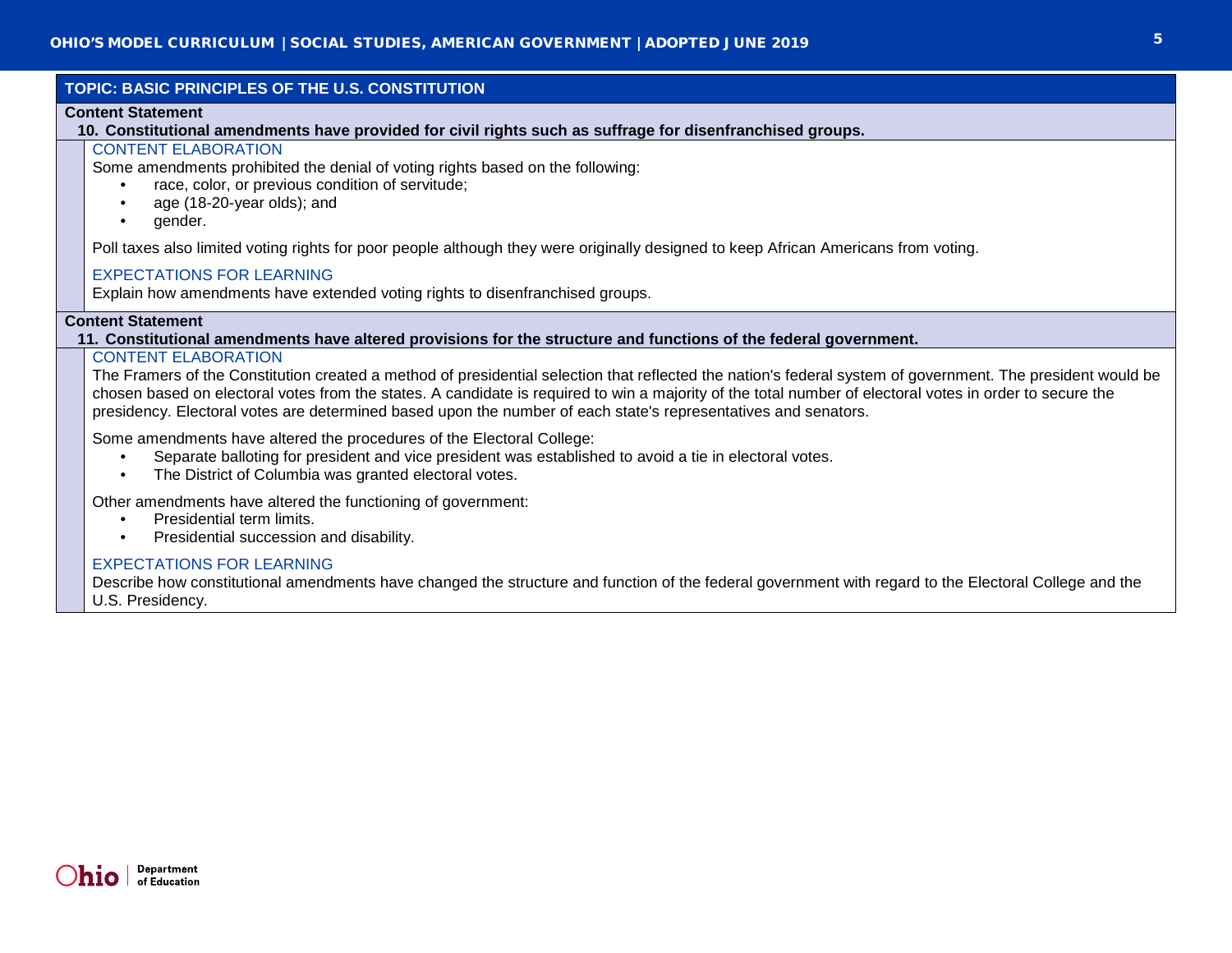## TOPIC: BASIC PRINCIPLES OF THE U.S. CONSTITUTION

**Content Statement**

**10. Constitutional amendments have provided for civil rights such as suffrage for disenfranchised groups.**

CONTENT ELABORATION

Some amendments prohibited the denial of voting rights based on the following:

- race, color, or previous condition of servitude;
- age (18-20-year olds); and
- gender.

Poll taxes also limited voting rights for poor people although they were originally designed to keep African Americans from voting.

EXPECTATIONS FOR LEARNING

Explain how amendments have extended voting rights to disenfranchised groups.

**Content Statement**

**11. Constitutional amendments have altered provisions for the structure and functions of the federal government.**

CONTENT ELABORATION

The Framers of the Constitution created a method of presidential selection that reflected the nation's federal system of government. The president would be chosen based on electoral votes from the states. A candidate is required to win a majority of the total number of electoral votes in order to secure the presidency. Electoral votes are determined based upon the number of each state's representatives and senators.

Some amendments have altered the procedures of the Electoral College:

- Separate balloting for president and vice president was established to avoid a tie in electoral votes.
- The District of Columbia was granted electoral votes.

Other amendments have altered the functioning of government:

- Presidential term limits.
- Presidential succession and disability.

EXPECTATIONS FOR LEARNING

Describe how constitutional amendments have changed the structure and function of the federal government with regard to the Electoral College and the U.S. Presidency.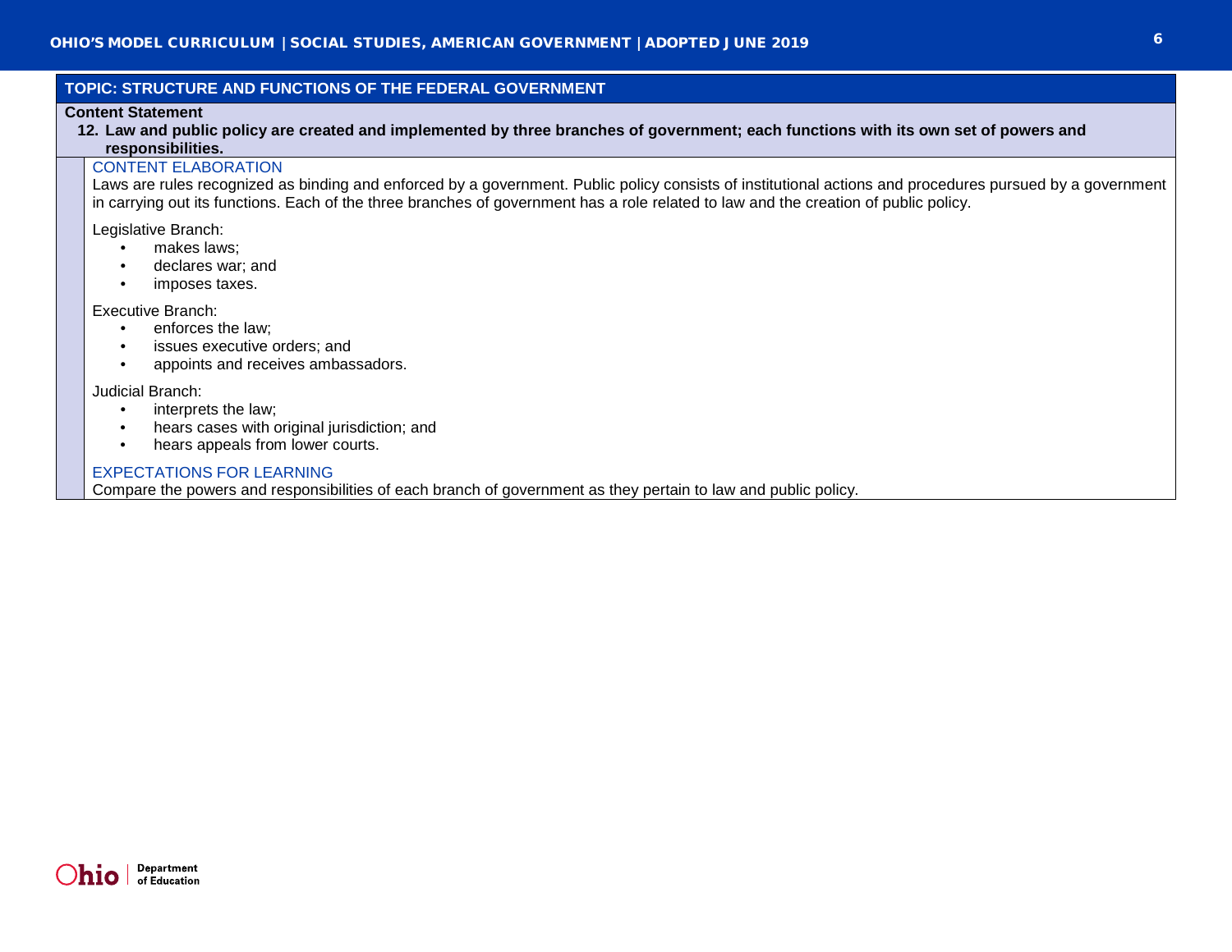## TOPIC: STRUCTURE AND FUNCTIONS OF THE FEDERAL GOVERNMENT

**Content Statement**

**12. Law and public policy are created and implemented by three branches of government; each functions with its own set of powers and responsibilities.**

### CONTENT ELABORATION

Laws are rules recognized as binding and enforced by a government. Public policy consists of institutional actions and procedures pursued by a government in carrying out its functions. Each of the three branches of government has a role related to law and the creation of public policy.

Legislative Branch:

- makes laws;
- declares war; and
- imposes taxes.

Executive Branch:

- enforces the law;
- issues executive orders; and
- appoints and receives ambassadors.

Judicial Branch:

- interprets the law;
- hears cases with original jurisdiction; and
- hears appeals from lower courts.

### EXPECTATIONS FOR LEARNING

Compare the powers and responsibilities of each branch of government as they pertain to law and public policy.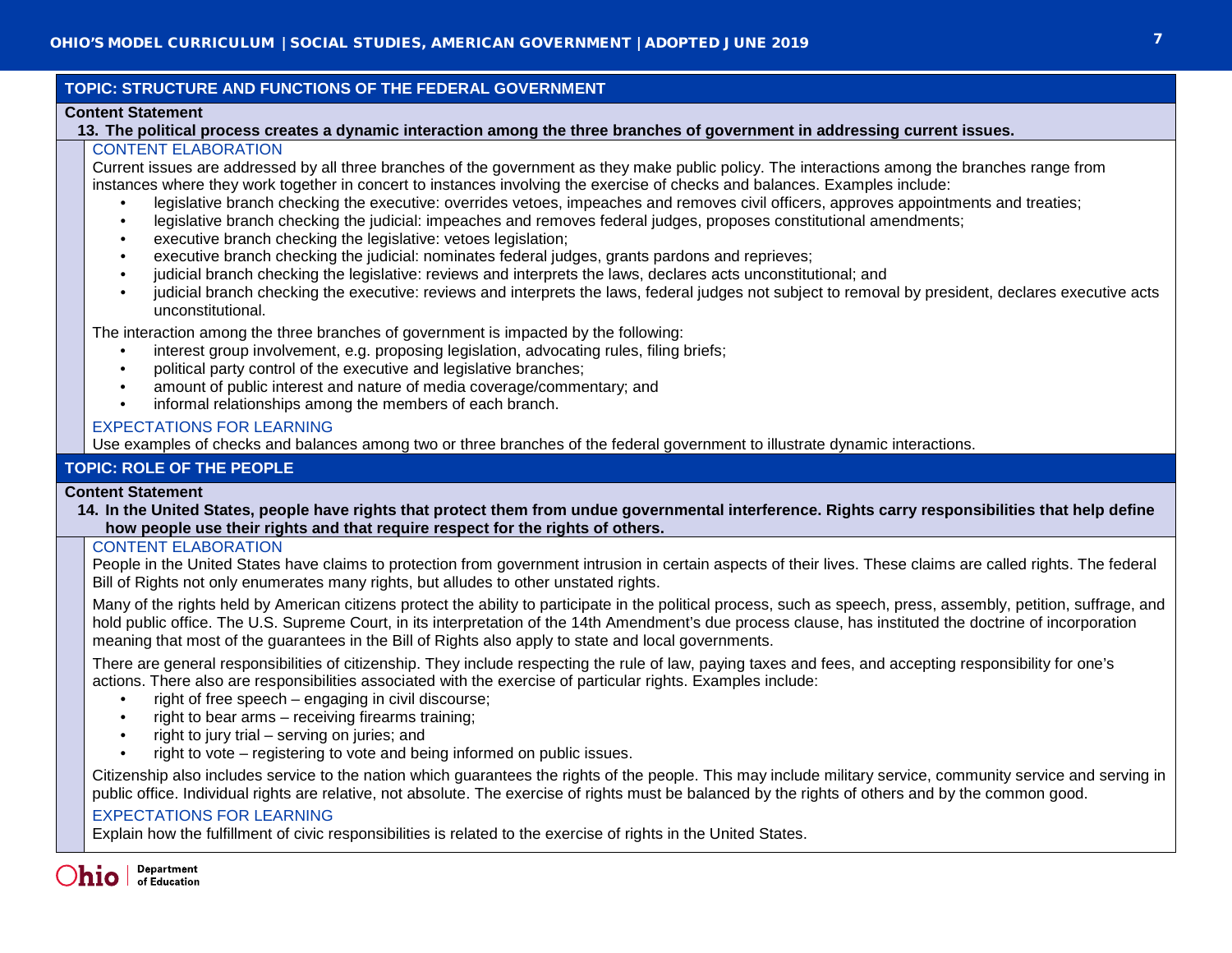## TOPIC: STRUCTURE AND FUNCTIONS OF THE FEDERAL GOVERNMENT

**Content Statement**

**13. The political process creates a dynamic interaction among the three branches of government in addressing current issues.**

### CONTENT ELABORATION

Current issues are addressed by all three branches of the government as they make public policy. The interactions among the branches range from instances where they work together in concert to instances involving the exercise of checks and balances. Examples include:

- legislative branch checking the executive: overrides vetoes, impeaches and removes civil officers, approves appointments and treaties;
- legislative branch checking the judicial: impeaches and removes federal judges, proposes constitutional amendments;
- executive branch checking the legislative: vetoes legislation;
- executive branch checking the judicial: nominates federal judges, grants pardons and reprieves;
- judicial branch checking the legislative: reviews and interprets the laws, declares acts unconstitutional; and
- judicial branch checking the executive: reviews and interprets the laws, federal judges not subject to removal by president, declares executive acts unconstitutional.

The interaction among the three branches of government is impacted by the following:

- interest group involvement, e.g. proposing legislation, advocating rules, filing briefs;
- political party control of the executive and legislative branches;
- amount of public interest and nature of media coverage/commentary; and
- informal relationships among the members of each branch.

### EXPECTATIONS FOR LEARNING

Use examples of checks and balances among two or three branches of the federal government to illustrate dynamic interactions.

## TOPIC: ROLE OF THE PEOPLE

**Content Statement**

**14. In the United States, people have rights that protect them from undue governmental interference. Rights carry responsibilities that help define how people use their rights and that require respect for the rights of others.**

### CONTENT ELABORATION

People in the United States have claims to protection from government intrusion in certain aspects of their lives. These claims are called rights. The federal Bill of Rights not only enumerates many rights, but alludes to other unstated rights.

Many of the rights held by American citizens protect the ability to participate in the political process, such as speech, press, assembly, petition, suffrage, and hold public office. The U.S. Supreme Court, in its interpretation of the 14th Amendment's due process clause, has instituted the doctrine of incorporation meaning that most of the guarantees in the Bill of Rights also apply to state and local governments.

There are general responsibilities of citizenship. They include respecting the rule of law, paying taxes and fees, and accepting responsibility for one's actions. There also are responsibilities associated with the exercise of particular rights. Examples include:

- right of free speech – engaging in civil discourse;
- right to bear arms – receiving firearms training;
- right to jury trial – serving on juries; and
- right to vote – registering to vote and being informed on public issues.

Citizenship also includes service to the nation which guarantees the rights of the people. This may include military service, community service and serving in public office. Individual rights are relative, not absolute. The exercise of rights must be balanced by the rights of others and by the common good.

### EXPECTATIONS FOR LEARNING

Explain how the fulfillment of civic responsibilities is related to the exercise of rights in the United States.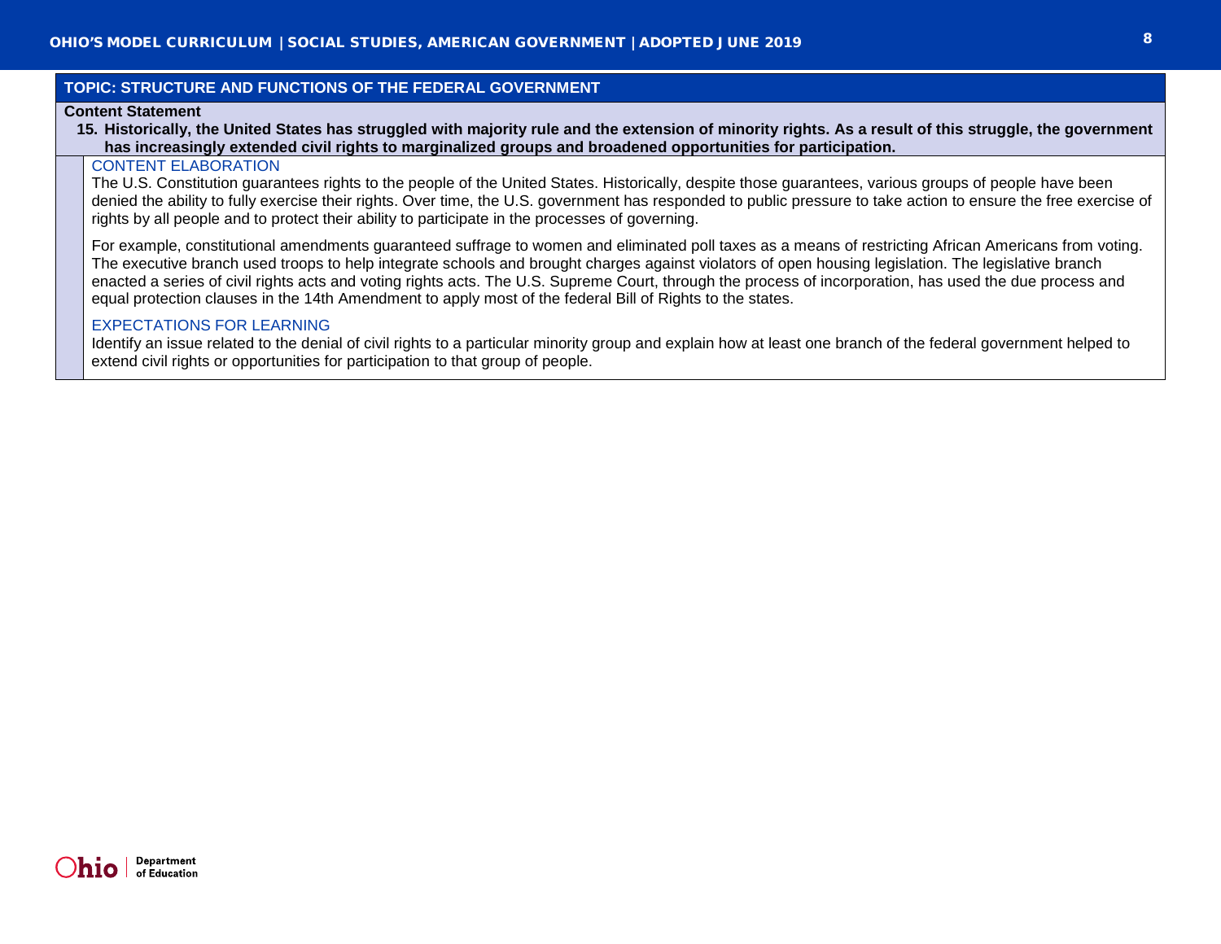## TOPIC: STRUCTURE AND FUNCTIONS OF THE FEDERAL GOVERNMENT

**Content Statement**

**15. Historically, the United States has struggled with majority rule and the extension of minority rights. As a result of this struggle, the government has increasingly extended civil rights to marginalized groups and broadened opportunities for participation.**

### CONTENT ELABORATION

The U.S. Constitution guarantees rights to the people of the United States. Historically, despite those guarantees, various groups of people have been denied the ability to fully exercise their rights. Over time, the U.S. government has responded to public pressure to take action to ensure the free exercise of rights by all people and to protect their ability to participate in the processes of governing.

For example, constitutional amendments guaranteed suffrage to women and eliminated poll taxes as a means of restricting African Americans from voting. The executive branch used troops to help integrate schools and brought charges against violators of open housing legislation. The legislative branch enacted a series of civil rights acts and voting rights acts. The U.S. Supreme Court, through the process of incorporation, has used the due process and equal protection clauses in the 14th Amendment to apply most of the federal Bill of Rights to the states.

### EXPECTATIONS FOR LEARNING

Identify an issue related to the denial of civil rights to a particular minority group and explain how at least one branch of the federal government helped to extend civil rights or opportunities for participation to that group of people.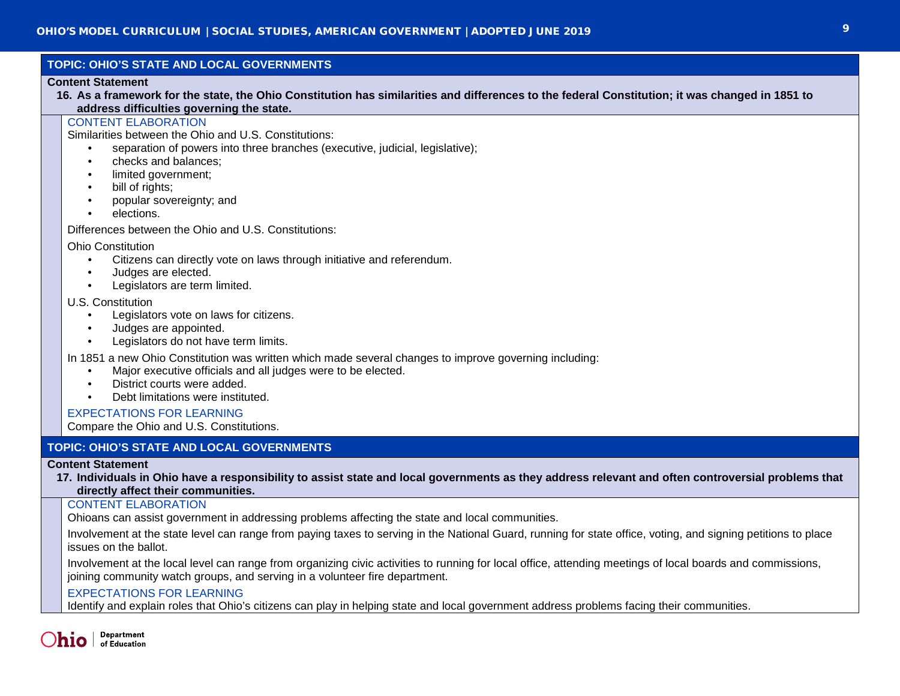## TOPIC: OHIO'S STATE AND LOCAL GOVERNMENTS

**Content Statement**

**16. As a framework for the state, the Ohio Constitution has similarities and differences to the federal Constitution; it was changed in 1851 to address difficulties governing the state.**

### CONTENT ELABORATION

Similarities between the Ohio and U.S. Constitutions:

- separation of powers into three branches (executive, judicial, legislative);
- checks and balances;
- limited government;
- bill of rights;
- popular sovereignty; and
- elections.

Differences between the Ohio and U.S. Constitutions:

Ohio Constitution

- Citizens can directly vote on laws through initiative and referendum.
- Judges are elected.
- Legislators are term limited.

U.S. Constitution

- Legislators vote on laws for citizens.
- Judges are appointed.
- Legislators do not have term limits.

In 1851 a new Ohio Constitution was written which made several changes to improve governing including:

- Major executive officials and all judges were to be elected.
- District courts were added.
- Debt limitations were instituted.

### EXPECTATIONS FOR LEARNING

Compare the Ohio and U.S. Constitutions.

## TOPIC: OHIO'S STATE AND LOCAL GOVERNMENTS

**Content Statement**

**17. Individuals in Ohio have a responsibility to assist state and local governments as they address relevant and often controversial problems that directly affect their communities.**

### CONTENT ELABORATION

Ohioans can assist government in addressing problems affecting the state and local communities.

Involvement at the state level can range from paying taxes to serving in the National Guard, running for state office, voting, and signing petitions to place issues on the ballot.

Involvement at the local level can range from organizing civic activities to running for local office, attending meetings of local boards and commissions, joining community watch groups, and serving in a volunteer fire department.

### EXPECTATIONS FOR LEARNING

Identify and explain roles that Ohio's citizens can play in helping state and local government address problems facing their communities.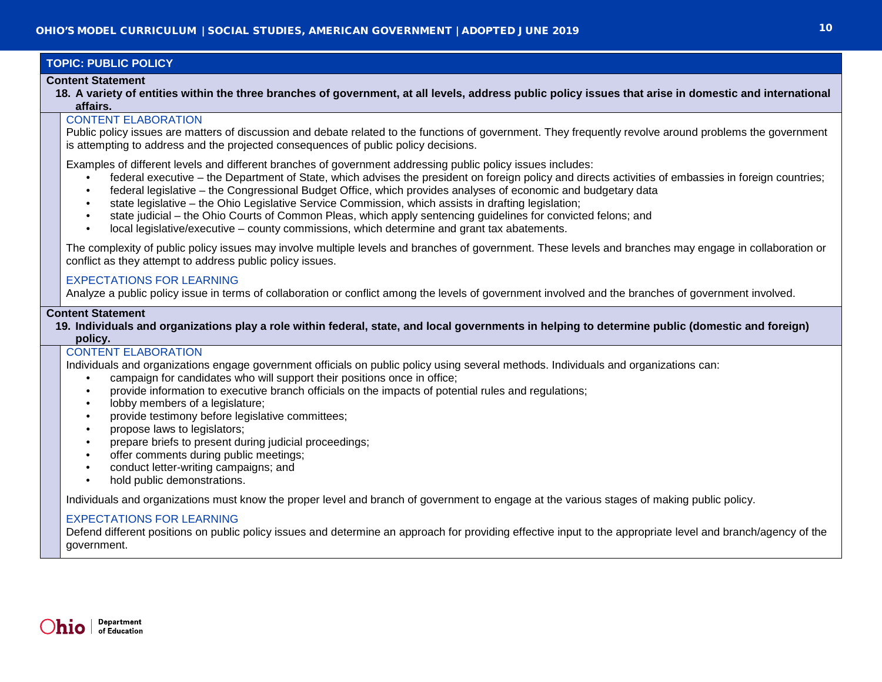## TOPIC: PUBLIC POLICY

**Content Statement**

**18. A variety of entities within the three branches of government, at all levels, address public policy issues that arise in domestic and international affairs.**

### CONTENT ELABORATION

Public policy issues are matters of discussion and debate related to the functions of government. They frequently revolve around problems the government is attempting to address and the projected consequences of public policy decisions.

Examples of different levels and different branches of government addressing public policy issues includes:

- federal executive – the Department of State, which advises the president on foreign policy and directs activities of embassies in foreign countries;
- federal legislative – the Congressional Budget Office, which provides analyses of economic and budgetary data
- state legislative – the Ohio Legislative Service Commission, which assists in drafting legislation;
- state judicial – the Ohio Courts of Common Pleas, which apply sentencing guidelines for convicted felons; and
- local legislative/executive – county commissions, which determine and grant tax abatements.

The complexity of public policy issues may involve multiple levels and branches of government. These levels and branches may engage in collaboration or conflict as they attempt to address public policy issues.

### EXPECTATIONS FOR LEARNING

Analyze a public policy issue in terms of collaboration or conflict among the levels of government involved and the branches of government involved.

**Content Statement**

**19. Individuals and organizations play a role within federal, state, and local governments in helping to determine public (domestic and foreign) policy.**

### CONTENT ELABORATION

Individuals and organizations engage government officials on public policy using several methods. Individuals and organizations can:

- campaign for candidates who will support their positions once in office;
- provide information to executive branch officials on the impacts of potential rules and regulations;
- lobby members of a legislature;
- provide testimony before legislative committees;
- propose laws to legislators;
- prepare briefs to present during judicial proceedings;
- offer comments during public meetings;
- conduct letter-writing campaigns; and
- hold public demonstrations.

Individuals and organizations must know the proper level and branch of government to engage at the various stages of making public policy.

### EXPECTATIONS FOR LEARNING

Defend different positions on public policy issues and determine an approach for providing effective input to the appropriate level and branch/agency of the government.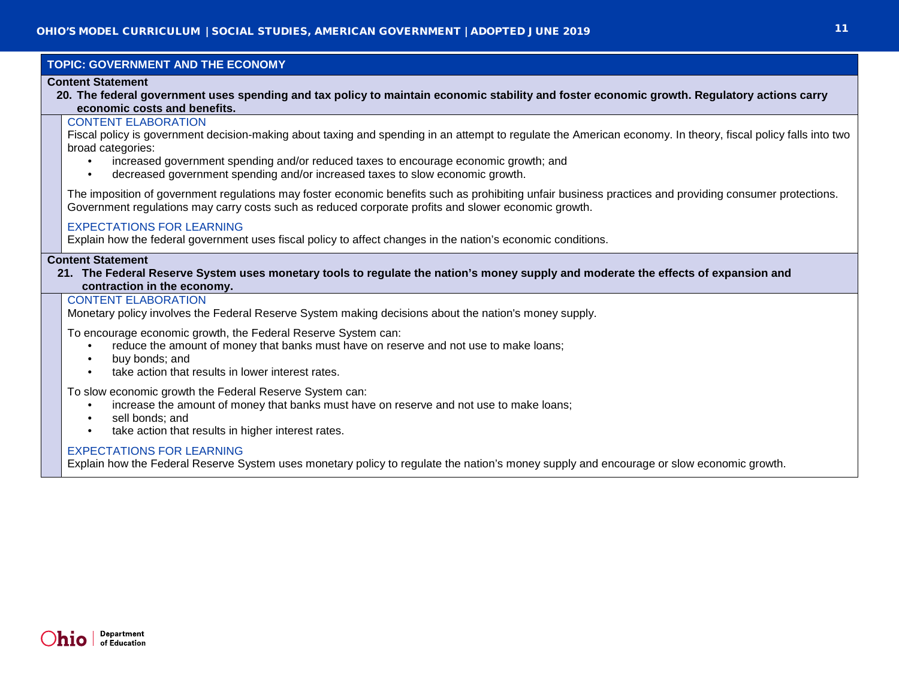## TOPIC: GOVERNMENT AND THE ECONOMY

**Content Statement**

**20. The federal government uses spending and tax policy to maintain economic stability and foster economic growth. Regulatory actions carry economic costs and benefits.**

### CONTENT ELABORATION

Fiscal policy is government decision-making about taxing and spending in an attempt to regulate the American economy. In theory, fiscal policy falls into two broad categories:

- increased government spending and/or reduced taxes to encourage economic growth; and
- decreased government spending and/or increased taxes to slow economic growth.

The imposition of government regulations may foster economic benefits such as prohibiting unfair business practices and providing consumer protections. Government regulations may carry costs such as reduced corporate profits and slower economic growth.

### EXPECTATIONS FOR LEARNING

Explain how the federal government uses fiscal policy to affect changes in the nation's economic conditions.

**Content Statement**

**21. The Federal Reserve System uses monetary tools to regulate the nation's money supply and moderate the effects of expansion and contraction in the economy.**

### CONTENT ELABORATION

Monetary policy involves the Federal Reserve System making decisions about the nation's money supply.

To encourage economic growth, the Federal Reserve System can:

- reduce the amount of money that banks must have on reserve and not use to make loans;
- buy bonds; and
- take action that results in lower interest rates.

To slow economic growth the Federal Reserve System can:

- increase the amount of money that banks must have on reserve and not use to make loans;
- sell bonds; and
- take action that results in higher interest rates.

### EXPECTATIONS FOR LEARNING

Explain how the Federal Reserve System uses monetary policy to regulate the nation's money supply and encourage or slow economic growth.